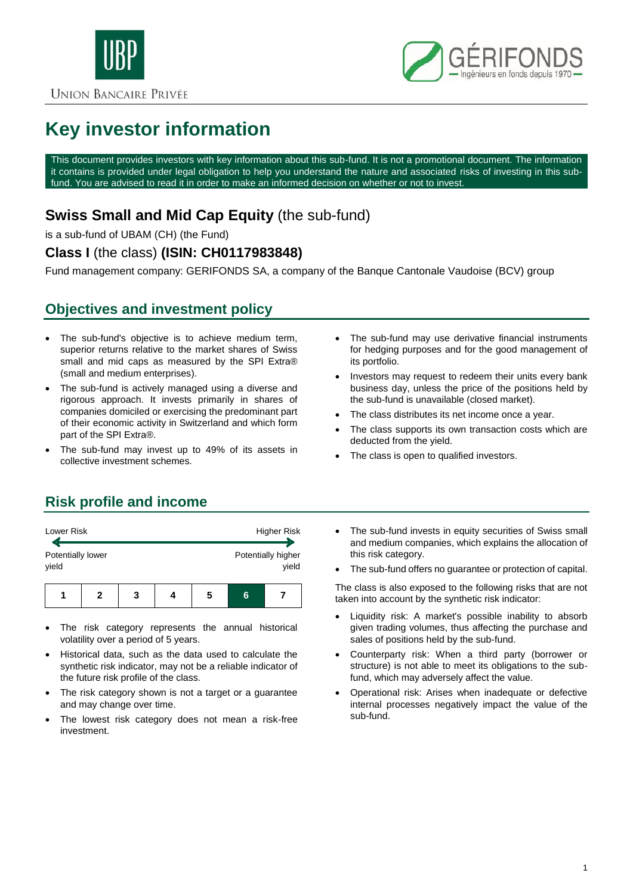UNION BANCAIRE PRIVÉE

GÉRIFONDS — Ingénieurs en fonds depuis 1970

# Key investor information

This document provides investors with key information about this sub-fund. It is not a promotional document. The information it contains is provided under legal obligation to help you understand the nature and associated risks of investing in this sub-fund. You are advised to read it in order to make an informed decision on whether or not to invest.

## **Swiss Small and Mid Cap Equity** (the sub-fund)

is a sub-fund of UBAM (CH) (the Fund)

### **Class I** (the class) **(ISIN: CH0117983848)**

Fund management company: GERIFONDS SA, a company of the Banque Cantonale Vaudoise (BCV) group

## Objectives and investment policy

- The sub-fund's objective is to achieve medium term, superior returns relative to the market shares of Swiss small and mid caps as measured by the SPI Extra® (small and medium enterprises).
- The sub-fund is actively managed using a diverse and rigorous approach. It invests primarily in shares of companies domiciled or exercising the predominant part of their economic activity in Switzerland and which form part of the SPI Extra®.
- The sub-fund may invest up to 49% of its assets in collective investment schemes.
- The sub-fund may use derivative financial instruments for hedging purposes and for the good management of its portfolio.
- Investors may request to redeem their units every bank business day, unless the price of the positions held by the sub-fund is unavailable (closed market).
- The class distributes its net income once a year.
- The class supports its own transaction costs which are deducted from the yield.
- The class is open to qualified investors.

## Risk profile and income

Lower Risk — Higher Risk

Potentially lower yield — Potentially higher yield

| 1 | 2 | 3 | 4 | 5 | **6** | 7 |
|---|---|---|---|---|---|---|

- The risk category represents the annual historical volatility over a period of 5 years.
- Historical data, such as the data used to calculate the synthetic risk indicator, may not be a reliable indicator of the future risk profile of the class.
- The risk category shown is not a target or a guarantee and may change over time.
- The lowest risk category does not mean a risk-free investment.
- The sub-fund invests in equity securities of Swiss small and medium companies, which explains the allocation of this risk category.
- The sub-fund offers no guarantee or protection of capital.

The class is also exposed to the following risks that are not taken into account by the synthetic risk indicator:

- Liquidity risk: A market's possible inability to absorb given trading volumes, thus affecting the purchase and sales of positions held by the sub-fund.
- Counterparty risk: When a third party (borrower or structure) is not able to meet its obligations to the sub-fund, which may adversely affect the value.
- Operational risk: Arises when inadequate or defective internal processes negatively impact the value of the sub-fund.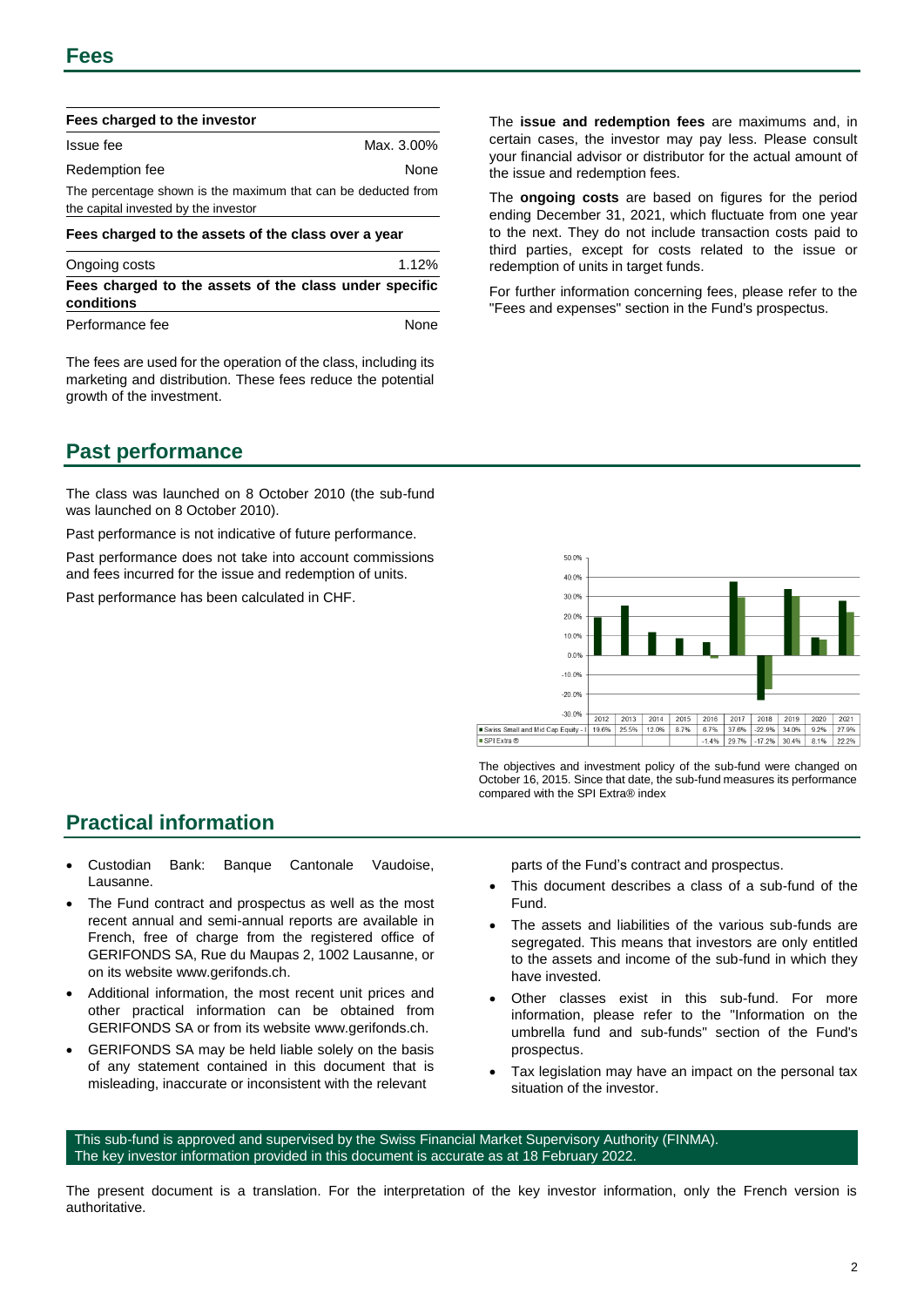## Fees

| Fees charged to the investor | |
|---|---|
| Issue fee | Max. 3.00% |
| Redemption fee | None |
| The percentage shown is the maximum that can be deducted from the capital invested by the investor | |
| **Fees charged to the assets of the class over a year** | |
| Ongoing costs | 1.12% |
| **Fees charged to the assets of the class under specific conditions** | |
| Performance fee | None |

The fees are used for the operation of the class, including its marketing and distribution. These fees reduce the potential growth of the investment.

The **issue and redemption fees** are maximums and, in certain cases, the investor may pay less. Please consult your financial advisor or distributor for the actual amount of the issue and redemption fees.

The **ongoing costs** are based on figures for the period ending December 31, 2021, which fluctuate from one year to the next. They do not include transaction costs paid to third parties, except for costs related to the issue or redemption of units in target funds.

For further information concerning fees, please refer to the "Fees and expenses" section in the Fund's prospectus.

## Past performance

The class was launched on 8 October 2010 (the sub-fund was launched on 8 October 2010).

Past performance is not indicative of future performance.

Past performance does not take into account commissions and fees incurred for the issue and redemption of units.

Past performance has been calculated in CHF.

50.0%
40.0%
30.0%
20.0%
10.0%
0.0%
-10.0%
-20.0%
-30.0%

2012 2013 2014 2015 2016 2017 2018 2019 2020 2021

Swiss Small and Mid Cap Equity - I: 19.6% 25.5% 12.0% 8.7% 6.7% 37.6% -22.9% 34.0% 9.2% 27.9%

SPI Extra ®: -1.4% 29.7% -17.2% 30.4% 8.1% 22.2%

The objectives and investment policy of the sub-fund were changed on October 16, 2015. Since that date, the sub-fund measures its performance compared with the SPI Extra® index

## Practical information

- Custodian Bank: Banque Cantonale Vaudoise, Lausanne.
- The Fund contract and prospectus as well as the most recent annual and semi-annual reports are available in French, free of charge from the registered office of GERIFONDS SA, Rue du Maupas 2, 1002 Lausanne, or on its website www.gerifonds.ch.
- Additional information, the most recent unit prices and other practical information can be obtained from GERIFONDS SA or from its website www.gerifonds.ch.
- GERIFONDS SA may be held liable solely on the basis of any statement contained in this document that is misleading, inaccurate or inconsistent with the relevant parts of the Fund's contract and prospectus.
- This document describes a class of a sub-fund of the Fund.
- The assets and liabilities of the various sub-funds are segregated. This means that investors are only entitled to the assets and income of the sub-fund in which they have invested.
- Other classes exist in this sub-fund. For more information, please refer to the "Information on the umbrella fund and sub-funds" section of the Fund's prospectus.
- Tax legislation may have an impact on the personal tax situation of the investor.

This sub-fund is approved and supervised by the Swiss Financial Market Supervisory Authority (FINMA).
The key investor information provided in this document is accurate as at 18 February 2022.

The present document is a translation. For the interpretation of the key investor information, only the French version is authoritative.